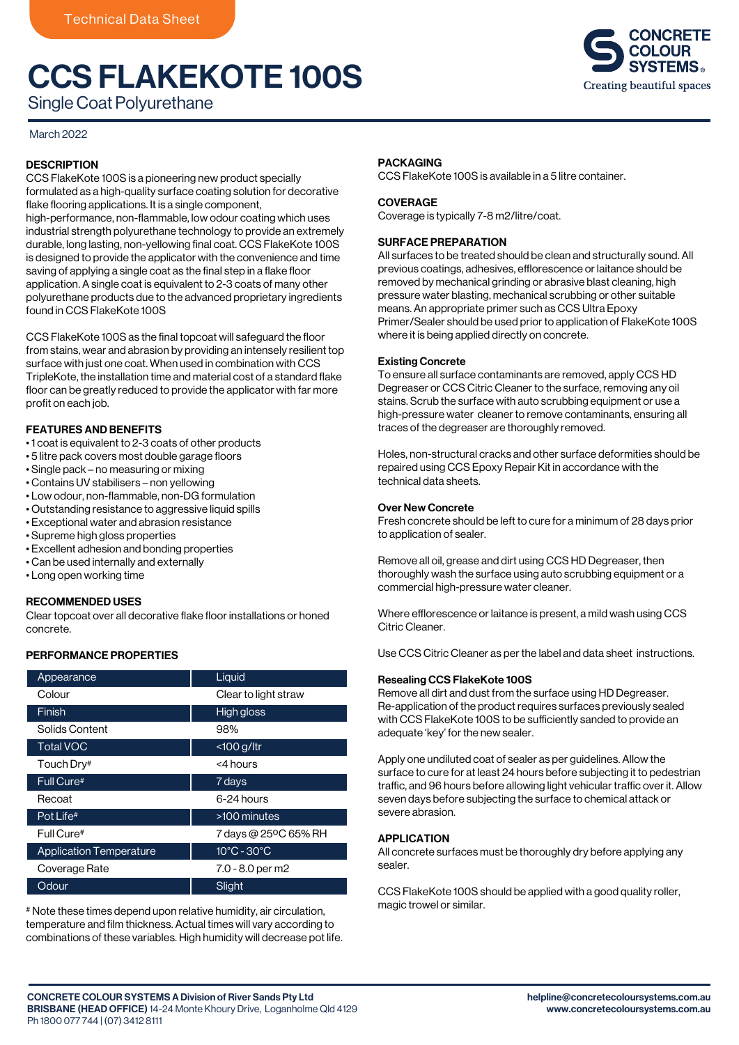Technical Data Sheet

# CCS FLAKEKOTE 100S

Single Coat Polyurethane

March 2022

## DESCRIPTION

CCS FlakeKote 100S is a pioneering new product specially formulated as a high-quality surface coating solution for decorative flake flooring applications. It is a single component, high-performance, non-flammable, low odour coating which uses industrial strength polyurethane technology to provide an extremely durable, long lasting, non-yellowing final coat. CCS FlakeKote 100S is designed to provide the applicator with the convenience and time saving of applying a single coat as the final step in a flake floor application. A single coat is equivalent to 2-3 coats of many other polyurethane products due to the advanced proprietary ingredients found in CCS FlakeKote 100S

CCS FlakeKote 100S as the final topcoat will safeguard the floor from stains, wear and abrasion by providing an intensely resilient top surface with just one coat. When used in combination with CCS TripleKote, the installation time and material cost of a standard flake floor can be greatly reduced to provide the applicator with far more profit on each job.

## FEATURES AND BENEFITS

- 1 coat is equivalent to 2-3 coats of other products
- 5 litre pack covers most double garage floors
- Single pack – no measuring or mixing
- Contains UV stabilisers – non yellowing
- Low odour, non-flammable, non-DG formulation
- Outstanding resistance to aggressive liquid spills
- Exceptional water and abrasion resistance
- Supreme high gloss properties
- Excellent adhesion and bonding properties
- Can be used internally and externally
- Long open working time

## RECOMMENDED USES

Clear topcoat over all decorative flake floor installations or honed concrete.

## PERFORMANCE PROPERTIES

| Property | Value |
|---|---|
| Appearance | Liquid |
| Colour | Clear to light straw |
| Finish | High gloss |
| Solids Content | 98% |
| Total VOC | <100 g/ltr |
| Touch Dry# | <4 hours |
| Full Cure# | 7 days |
| Recoat | 6-24 hours |
| Pot Life# | >100 minutes |
| Full Cure# | 7 days @ 25ºC 65% RH |
| Application Temperature | 10°C - 30°C |
| Coverage Rate | 7.0 - 8.0 per m2 |
| Odour | Slight |

# Note these times depend upon relative humidity, air circulation, temperature and film thickness. Actual times will vary according to combinations of these variables. High humidity will decrease pot life.

## PACKAGING

CCS FlakeKote 100S is available in a 5 litre container.

## COVERAGE

Coverage is typically 7-8 m2/litre/coat.

## SURFACE PREPARATION

All surfaces to be treated should be clean and structurally sound. All previous coatings, adhesives, efflorescence or laitance should be removed by mechanical grinding or abrasive blast cleaning, high pressure water blasting, mechanical scrubbing or other suitable means. An appropriate primer such as CCS Ultra Epoxy Primer/Sealer should be used prior to application of FlakeKote 100S where it is being applied directly on concrete.

### Existing Concrete

To ensure all surface contaminants are removed, apply CCS HD Degreaser or CCS Citric Cleaner to the surface, removing any oil stains. Scrub the surface with auto scrubbing equipment or use a high-pressure water cleaner to remove contaminants, ensuring all traces of the degreaser are thoroughly removed.

Holes, non-structural cracks and other surface deformities should be repaired using CCS Epoxy Repair Kit in accordance with the technical data sheets.

### Over New Concrete

Fresh concrete should be left to cure for a minimum of 28 days prior to application of sealer.

Remove all oil, grease and dirt using CCS HD Degreaser, then thoroughly wash the surface using auto scrubbing equipment or a commercial high-pressure water cleaner.

Where efflorescence or laitance is present, a mild wash using CCS Citric Cleaner.

Use CCS Citric Cleaner as per the label and data sheet instructions.

### Resealing CCS FlakeKote 100S

Remove all dirt and dust from the surface using HD Degreaser. Re-application of the product requires surfaces previously sealed with CCS FlakeKote 100S to be sufficiently sanded to provide an adequate 'key' for the new sealer.

Apply one undiluted coat of sealer as per guidelines. Allow the surface to cure for at least 24 hours before subjecting it to pedestrian traffic, and 96 hours before allowing light vehicular traffic over it. Allow seven days before subjecting the surface to chemical attack or severe abrasion.

## APPLICATION

All concrete surfaces must be thoroughly dry before applying any sealer.

CCS FlakeKote 100S should be applied with a good quality roller, magic trowel or similar.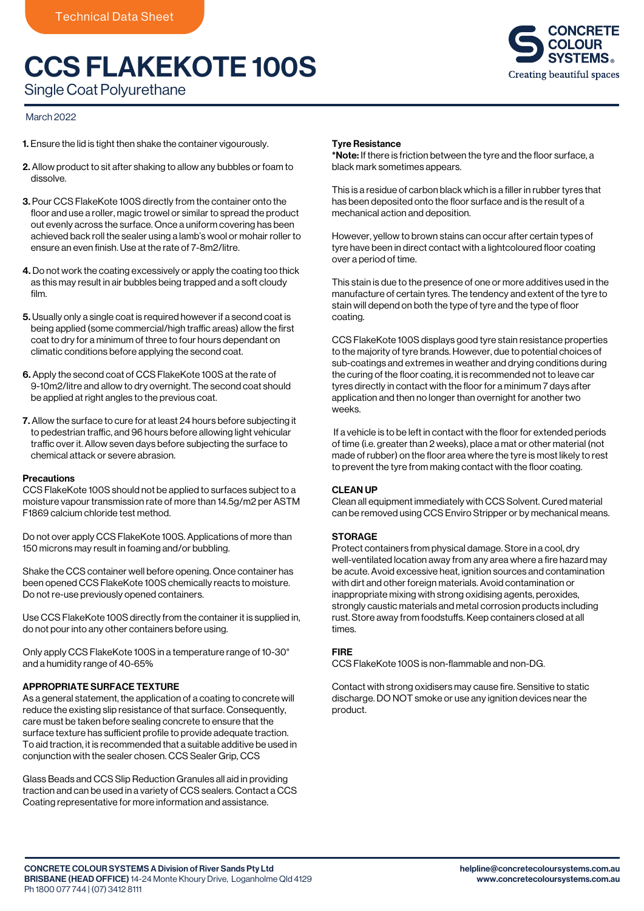# CCS FLAKEKOTE 100S

Single Coat Polyurethane

March 2022

1. Ensure the lid is tight then shake the container vigourously.

2. Allow product to sit after shaking to allow any bubbles or foam to dissolve.

3. Pour CCS FlakeKote 100S directly from the container onto the floor and use a roller, magic trowel or similar to spread the product out evenly across the surface. Once a uniform covering has been achieved back roll the sealer using a lamb's wool or mohair roller to ensure an even finish. Use at the rate of 7-8m2/litre.

4. Do not work the coating excessively or apply the coating too thick as this may result in air bubbles being trapped and a soft cloudy film.

5. Usually only a single coat is required however if a second coat is being applied (some commercial/high traffic areas) allow the first coat to dry for a minimum of three to four hours dependant on climatic conditions before applying the second coat.

6. Apply the second coat of CCS FlakeKote 100S at the rate of 9-10m2/litre and allow to dry overnight. The second coat should be applied at right angles to the previous coat.

7. Allow the surface to cure for at least 24 hours before subjecting it to pedestrian traffic, and 96 hours before allowing light vehicular traffic over it. Allow seven days before subjecting the surface to chemical attack or severe abrasion.

**Precautions**

CCS FlakeKote 100S should not be applied to surfaces subject to a moisture vapour transmission rate of more than 14.5g/m2 per ASTM F1869 calcium chloride test method.

Do not over apply CCS FlakeKote 100S. Applications of more than 150 microns may result in foaming and/or bubbling.

Shake the CCS container well before opening. Once container has been opened CCS FlakeKote 100S chemically reacts to moisture. Do not re-use previously opened containers.

Use CCS FlakeKote 100S directly from the container it is supplied in, do not pour into any other containers before using.

Only apply CCS FlakeKote 100S in a temperature range of 10-30° and a humidity range of 40-65%

**APPROPRIATE SURFACE TEXTURE**

As a general statement, the application of a coating to concrete will reduce the existing slip resistance of that surface. Consequently, care must be taken before sealing concrete to ensure that the surface texture has sufficient profile to provide adequate traction. To aid traction, it is recommended that a suitable additive be used in conjunction with the sealer chosen. CCS Sealer Grip, CCS

Glass Beads and CCS Slip Reduction Granules all aid in providing traction and can be used in a variety of CCS sealers. Contact a CCS Coating representative for more information and assistance.

**Tyre Resistance**

***Note:** If there is friction between the tyre and the floor surface, a black mark sometimes appears.

This is a residue of carbon black which is a filler in rubber tyres that has been deposited onto the floor surface and is the result of a mechanical action and deposition.

However, yellow to brown stains can occur after certain types of tyre have been in direct contact with a lightcoloured floor coating over a period of time.

This stain is due to the presence of one or more additives used in the manufacture of certain tyres. The tendency and extent of the tyre to stain will depend on both the type of tyre and the type of floor coating.

CCS FlakeKote 100S displays good tyre stain resistance properties to the majority of tyre brands. However, due to potential choices of sub-coatings and extremes in weather and drying conditions during the curing of the floor coating, it is recommended not to leave car tyres directly in contact with the floor for a minimum 7 days after application and then no longer than overnight for another two weeks.

If a vehicle is to be left in contact with the floor for extended periods of time (i.e. greater than 2 weeks), place a mat or other material (not made of rubber) on the floor area where the tyre is most likely to rest to prevent the tyre from making contact with the floor coating.

**CLEAN UP**

Clean all equipment immediately with CCS Solvent. Cured material can be removed using CCS Enviro Stripper or by mechanical means.

**STORAGE**

Protect containers from physical damage. Store in a cool, dry well-ventilated location away from any area where a fire hazard may be acute. Avoid excessive heat, ignition sources and contamination with dirt and other foreign materials. Avoid contamination or inappropriate mixing with strong oxidising agents, peroxides, strongly caustic materials and metal corrosion products including rust. Store away from foodstuffs. Keep containers closed at all times.

**FIRE**

CCS FlakeKote 100S is non-flammable and non-DG.

Contact with strong oxidisers may cause fire. Sensitive to static discharge. DO NOT smoke or use any ignition devices near the product.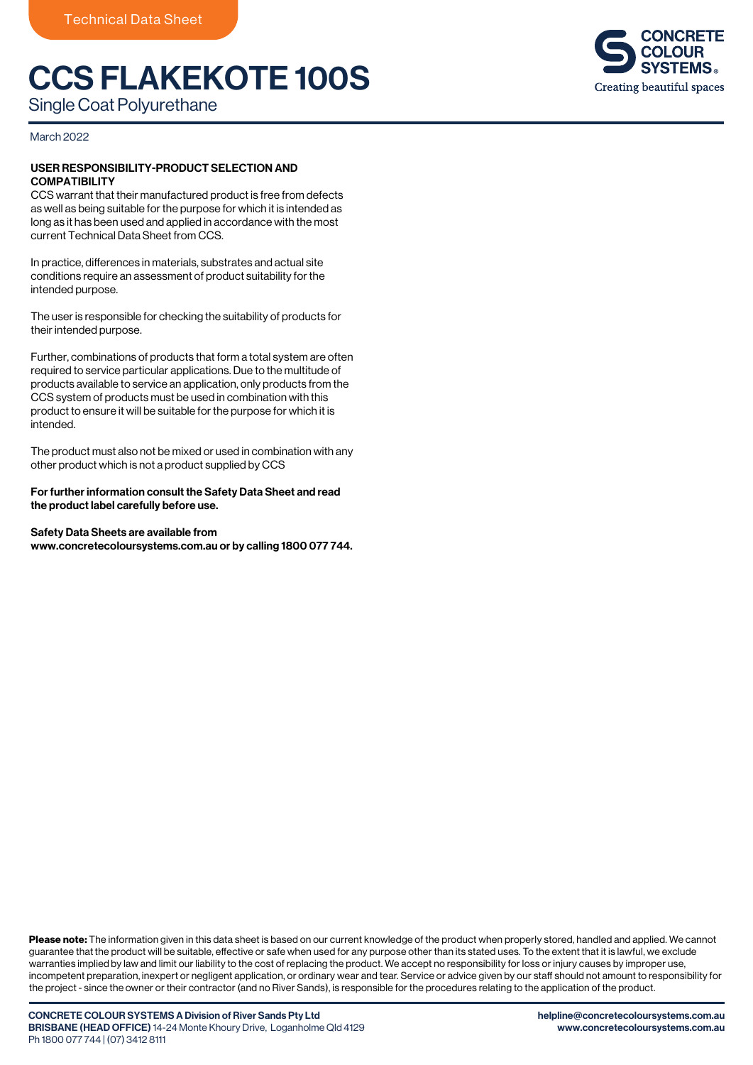Technical Data Sheet

# CCS FLAKEKOTE 100S

Single Coat Polyurethane

March 2022

**USER RESPONSIBILITY-PRODUCT SELECTION AND COMPATIBILITY**

CCS warrant that their manufactured product is free from defects as well as being suitable for the purpose for which it is intended as long as it has been used and applied in accordance with the most current Technical Data Sheet from CCS.

In practice, differences in materials, substrates and actual site conditions require an assessment of product suitability for the intended purpose.

The user is responsible for checking the suitability of products for their intended purpose.

Further, combinations of products that form a total system are often required to service particular applications. Due to the multitude of products available to service an application, only products from the CCS system of products must be used in combination with this product to ensure it will be suitable for the purpose for which it is intended.

The product must also not be mixed or used in combination with any other product which is not a product supplied by CCS

**For further information consult the Safety Data Sheet and read the product label carefully before use.**

**Safety Data Sheets are available from www.concretecoloursystems.com.au or by calling 1800 077 744.**

**Please note:** The information given in this data sheet is based on our current knowledge of the product when properly stored, handled and applied. We cannot guarantee that the product will be suitable, effective or safe when used for any purpose other than its stated uses. To the extent that it is lawful, we exclude warranties implied by law and limit our liability to the cost of replacing the product. We accept no responsibility for loss or injury causes by improper use, incompetent preparation, inexpert or negligent application, or ordinary wear and tear. Service or advice given by our staff should not amount to responsibility for the project - since the owner or their contractor (and no River Sands), is responsible for the procedures relating to the application of the product.

**CONCRETE COLOUR SYSTEMS A Division of River Sands Pty Ltd**
**BRISBANE (HEAD OFFICE)** 14-24 Monte Khoury Drive, Loganholme Qld 4129
Ph 1800 077 744 | (07) 3412 8111

**helpline@concretecoloursystems.com.au**
**www.concretecoloursystems.com.au**